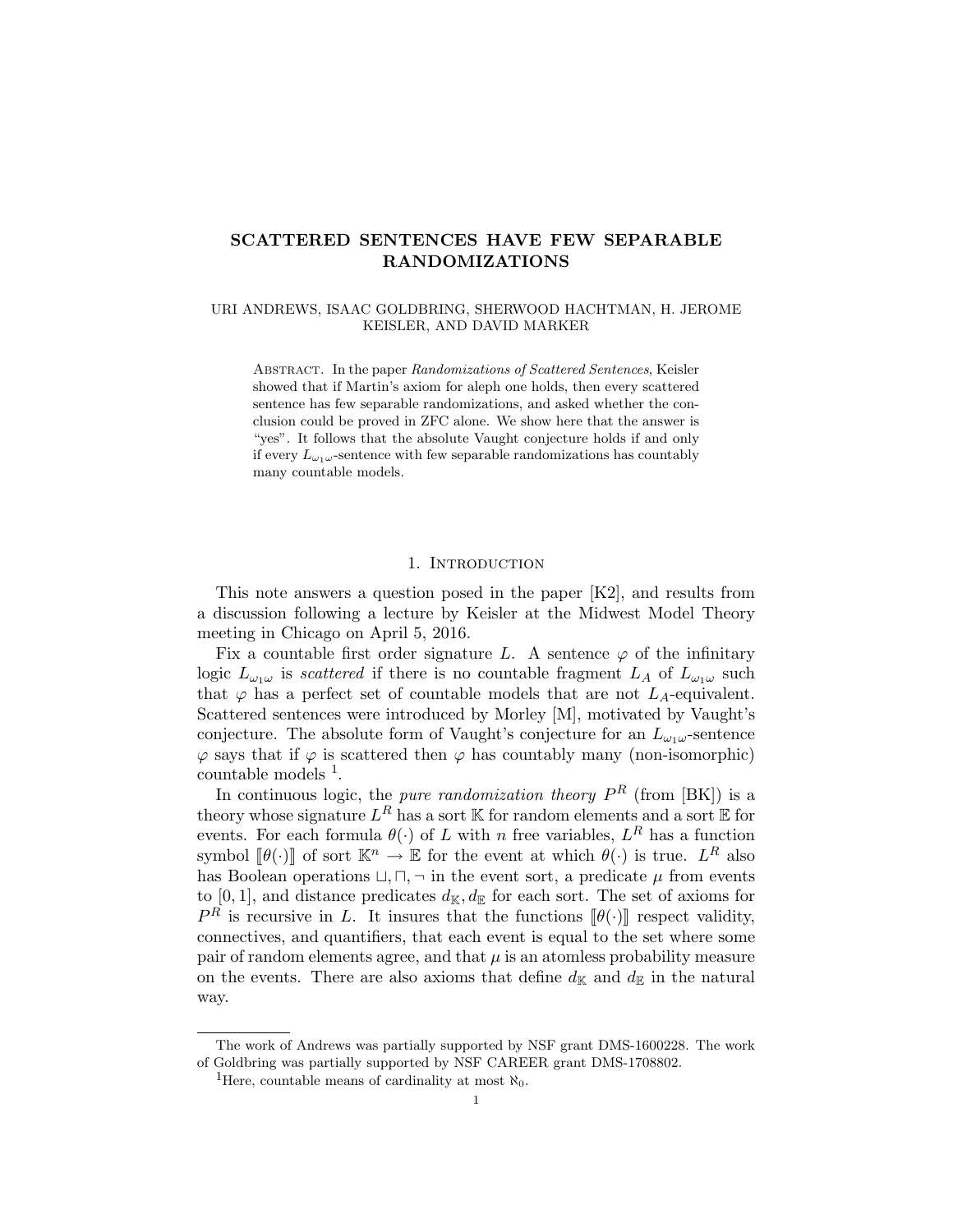# SCATTERED SENTENCES HAVE FEW SEPARABLE RANDOMIZATIONS

URI ANDREWS, ISAAC GOLDBRING, SHERWOOD HACHTMAN, H. JEROME KEISLER, AND DAVID MARKER

Abstract. In the paper *Randomizations of Scattered Sentences*, Keisler showed that if Martin's axiom for aleph one holds, then every scattered sentence has few separable randomizations, and asked whether the conclusion could be proved in ZFC alone. We show here that the answer is "yes". It follows that the absolute Vaught conjecture holds if and only if every $L_{\omega_1\omega}$-sentence with few separable randomizations has countably many countable models.

## 1. Introduction

This note answers a question posed in the paper [K2], and results from a discussion following a lecture by Keisler at the Midwest Model Theory meeting in Chicago on April 5, 2016.

Fix a countable first order signature $L$. A sentence $\varphi$ of the infinitary logic $L_{\omega_1\omega}$ is *scattered* if there is no countable fragment $L_A$ of $L_{\omega_1\omega}$ such that $\varphi$ has a perfect set of countable models that are not $L_A$-equivalent. Scattered sentences were introduced by Morley [M], motivated by Vaught's conjecture. The absolute form of Vaught's conjecture for an $L_{\omega_1\omega}$-sentence $\varphi$ says that if $\varphi$ is scattered then $\varphi$ has countably many (non-isomorphic) countable models [1].

In continuous logic, the *pure randomization theory* $P^R$ (from [BK]) is a theory whose signature $L^R$ has a sort $\mathbb{K}$ for random elements and a sort $\mathbb{E}$ for events. For each formula $\theta(\cdot)$ of $L$ with $n$ free variables, $L^R$ has a function symbol $[\![\theta(\cdot)]\!]$ of sort $\mathbb{K}^n \to \mathbb{E}$ for the event at which $\theta(\cdot)$ is true. $L^R$ also has Boolean operations $\sqcup, \sqcap, \neg$ in the event sort, a predicate $\mu$ from events to $[0,1]$, and distance predicates $d_{\mathbb{K}}, d_{\mathbb{E}}$ for each sort. The set of axioms for $P^R$ is recursive in $L$. It insures that the functions $[\![\theta(\cdot)]\!]$ respect validity, connectives, and quantifiers, that each event is equal to the set where some pair of random elements agree, and that $\mu$ is an atomless probability measure on the events. There are also axioms that define $d_{\mathbb{K}}$ and $d_{\mathbb{E}}$ in the natural way.

---

The work of Andrews was partially supported by NSF grant DMS-1600228. The work of Goldbring was partially supported by NSF CAREER grant DMS-1708802.

[1] Here, countable means of cardinality at most $\aleph_0$.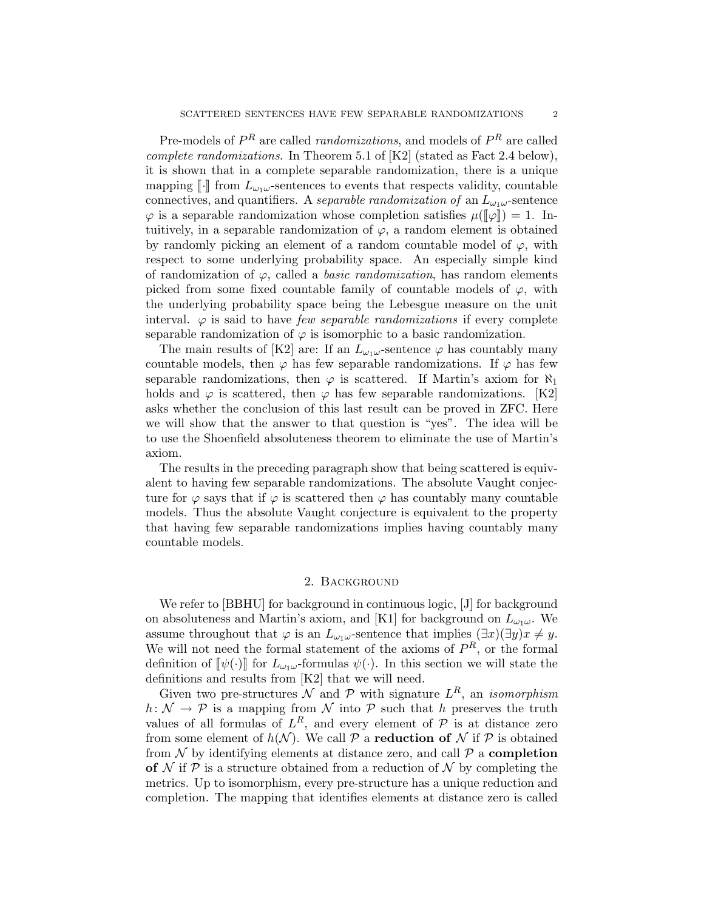Pre-models of $P^R$ are called *randomizations*, and models of $P^R$ are called *complete randomizations*. In Theorem 5.1 of [K2] (stated as Fact 2.4 below), it is shown that in a complete separable randomization, there is a unique mapping $[\![\cdot]\!]$ from $L_{\omega_1\omega}$-sentences to events that respects validity, countable connectives, and quantifiers. A *separable randomization of* an $L_{\omega_1\omega}$-sentence $\varphi$ is a separable randomization whose completion satisfies $\mu([\![\varphi]\!]) = 1$. Intuitively, in a separable randomization of $\varphi$, a random element is obtained by randomly picking an element of a random countable model of $\varphi$, with respect to some underlying probability space. An especially simple kind of randomization of $\varphi$, called a *basic randomization*, has random elements picked from some fixed countable family of countable models of $\varphi$, with the underlying probability space being the Lebesgue measure on the unit interval. $\varphi$ is said to have *few separable randomizations* if every complete separable randomization of $\varphi$ is isomorphic to a basic randomization.

The main results of [K2] are: If an $L_{\omega_1\omega}$-sentence $\varphi$ has countably many countable models, then $\varphi$ has few separable randomizations. If $\varphi$ has few separable randomizations, then $\varphi$ is scattered. If Martin's axiom for $\aleph_1$ holds and $\varphi$ is scattered, then $\varphi$ has few separable randomizations. [K2] asks whether the conclusion of this last result can be proved in ZFC. Here we will show that the answer to that question is "yes". The idea will be to use the Shoenfield absoluteness theorem to eliminate the use of Martin's axiom.

The results in the preceding paragraph show that being scattered is equivalent to having few separable randomizations. The absolute Vaught conjecture for $\varphi$ says that if $\varphi$ is scattered then $\varphi$ has countably many countable models. Thus the absolute Vaught conjecture is equivalent to the property that having few separable randomizations implies having countably many countable models.

## 2. Background

We refer to [BBHU] for background in continuous logic, [J] for background on absoluteness and Martin's axiom, and [K1] for background on $L_{\omega_1\omega}$. We assume throughout that $\varphi$ is an $L_{\omega_1\omega}$-sentence that implies $(\exists x)(\exists y)x \neq y$. We will not need the formal statement of the axioms of $P^R$, or the formal definition of $[\![\psi(\cdot)]\!]$ for $L_{\omega_1\omega}$-formulas $\psi(\cdot)$. In this section we will state the definitions and results from [K2] that we will need.

Given two pre-structures $\mathcal{N}$ and $\mathcal{P}$ with signature $L^R$, an *isomorphism* $h: \mathcal{N} \to \mathcal{P}$ is a mapping from $\mathcal{N}$ into $\mathcal{P}$ such that $h$ preserves the truth values of all formulas of $L^R$, and every element of $\mathcal{P}$ is at distance zero from some element of $h(\mathcal{N})$. We call $\mathcal{P}$ a **reduction of** $\mathcal{N}$ if $\mathcal{P}$ is obtained from $\mathcal{N}$ by identifying elements at distance zero, and call $\mathcal{P}$ a **completion of** $\mathcal{N}$ if $\mathcal{P}$ is a structure obtained from a reduction of $\mathcal{N}$ by completing the metrics. Up to isomorphism, every pre-structure has a unique reduction and completion. The mapping that identifies elements at distance zero is called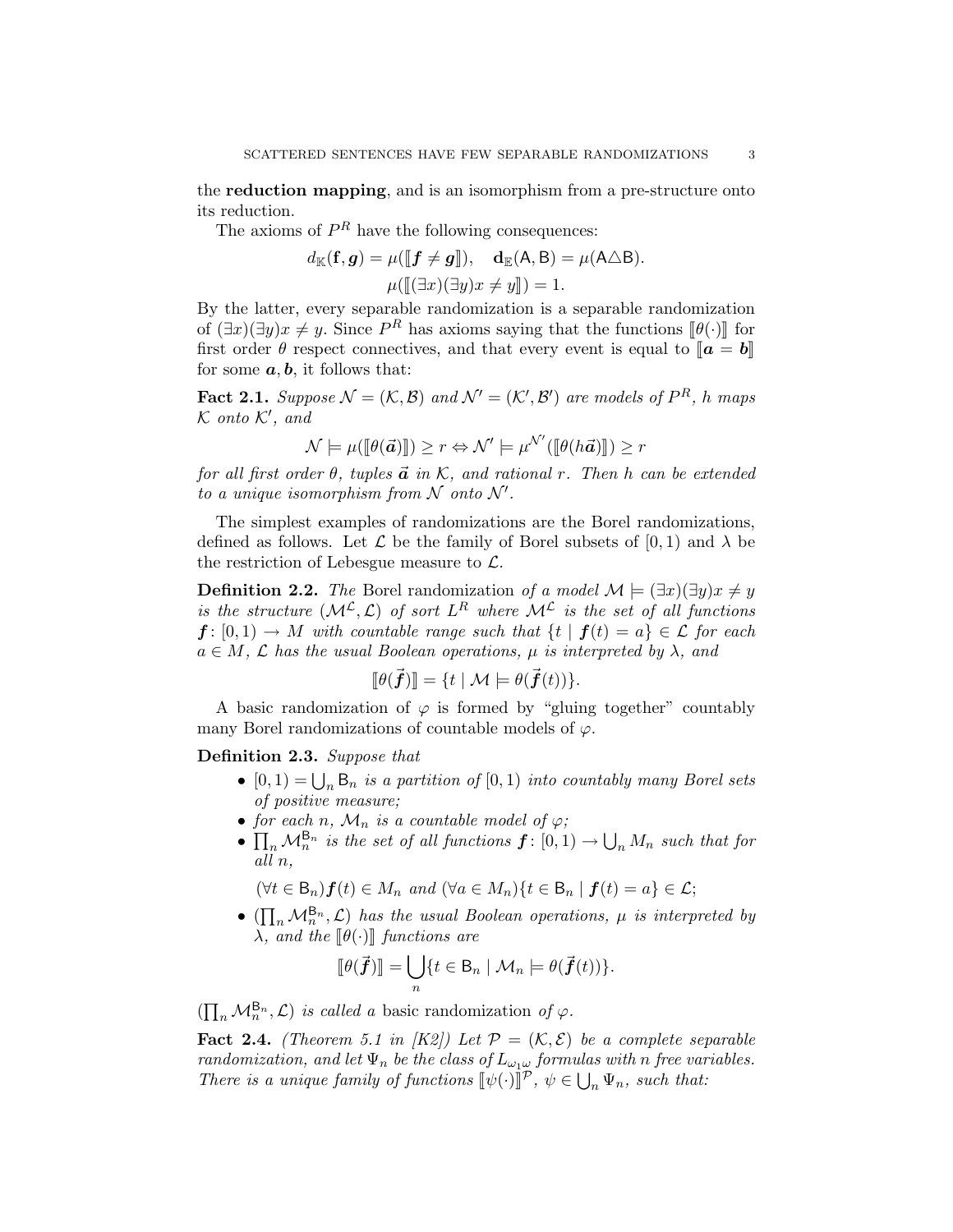the **reduction mapping**, and is an isomorphism from a pre-structure onto its reduction.

The axioms of $P^R$ have the following consequences:

$$d_{\mathbb{K}}(\mathbf{f}, \boldsymbol{g}) = \mu([\![\boldsymbol{f} \neq \boldsymbol{g}]\!]), \quad \mathbf{d}_{\mathbb{E}}(\mathsf{A}, \mathsf{B}) = \mu(\mathsf{A} \triangle \mathsf{B}).$$

$$\mu([\![(\exists x)(\exists y) x \neq y]\!]) = 1.$$

By the latter, every separable randomization is a separable randomization of $(\exists x)(\exists y)x \neq y$. Since $P^R$ has axioms saying that the functions $[\![\theta(\cdot)]\!]$ for first order $\theta$ respect connectives, and that every event is equal to $[\![\boldsymbol{a} = \boldsymbol{b}]\!]$ for some $\boldsymbol{a}, \boldsymbol{b}$, it follows that:

**Fact 2.1.** *Suppose $\mathcal{N} = (\mathcal{K}, \mathcal{B})$ and $\mathcal{N}' = (\mathcal{K}', \mathcal{B}')$ are models of $P^R$, $h$ maps $\mathcal{K}$ onto $\mathcal{K}'$, and*

$$\mathcal{N} \models \mu([\![\theta(\vec{\boldsymbol{a}})]\!]) \geq r \Leftrightarrow \mathcal{N}' \models \mu^{\mathcal{N}'}([\![\theta(h\vec{\boldsymbol{a}})]\!]) \geq r$$

*for all first order $\theta$, tuples $\vec{\boldsymbol{a}}$ in $\mathcal{K}$, and rational $r$. Then $h$ can be extended to a unique isomorphism from $\mathcal{N}$ onto $\mathcal{N}'$.*

The simplest examples of randomizations are the Borel randomizations, defined as follows. Let $\mathcal{L}$ be the family of Borel subsets of $[0,1)$ and $\lambda$ be the restriction of Lebesgue measure to $\mathcal{L}$.

**Definition 2.2.** *The* Borel randomization *of a model $\mathcal{M} \models (\exists x)(\exists y)x \neq y$ is the structure $(\mathcal{M}^{\mathcal{L}}, \mathcal{L})$ of sort $L^R$ where $\mathcal{M}^{\mathcal{L}}$ is the set of all functions $\boldsymbol{f}\colon [0,1) \to M$ with countable range such that $\{t \mid \boldsymbol{f}(t) = a\} \in \mathcal{L}$ for each $a \in M$, $\mathcal{L}$ has the usual Boolean operations, $\mu$ is interpreted by $\lambda$, and*

$$[\![\theta(\vec{\boldsymbol{f}})]\!] = \{t \mid \mathcal{M} \models \theta(\vec{\boldsymbol{f}}(t))\}.$$

A basic randomization of $\varphi$ is formed by "gluing together" countably many Borel randomizations of countable models of $\varphi$.

**Definition 2.3.** *Suppose that*

- *$[0,1) = \bigcup_n \mathsf{B}_n$ is a partition of $[0,1)$ into countably many Borel sets of positive measure;*
- *for each $n$, $\mathcal{M}_n$ is a countable model of $\varphi$;*
- *$\prod_n \mathcal{M}_n^{\mathsf{B}_n}$ is the set of all functions $\boldsymbol{f}\colon [0,1) \to \bigcup_n M_n$ such that for all $n$,*

  $(\forall t \in \mathsf{B}_n)\boldsymbol{f}(t) \in M_n$ *and* $(\forall a \in M_n)\{t \in \mathsf{B}_n \mid \boldsymbol{f}(t) = a\} \in \mathcal{L}$;
- *$(\prod_n \mathcal{M}_n^{\mathsf{B}_n}, \mathcal{L})$ has the usual Boolean operations, $\mu$ is interpreted by $\lambda$, and the $[\![\theta(\cdot)]\!]$ functions are*

$$[\![\theta(\vec{\boldsymbol{f}})]\!] = \bigcup_n \{t \in \mathsf{B}_n \mid \mathcal{M}_n \models \theta(\vec{\boldsymbol{f}}(t))\}.$$

*$(\prod_n \mathcal{M}_n^{\mathsf{B}_n}, \mathcal{L})$ is called a* basic randomization *of $\varphi$.*

**Fact 2.4.** *(Theorem 5.1 in [K2]) Let $\mathcal{P} = (\mathcal{K}, \mathcal{E})$ be a complete separable randomization, and let $\Psi_n$ be the class of $L_{\omega_1\omega}$ formulas with $n$ free variables. There is a unique family of functions $[\![\psi(\cdot)]\!]^{\mathcal{P}}$, $\psi \in \bigcup_n \Psi_n$, such that:*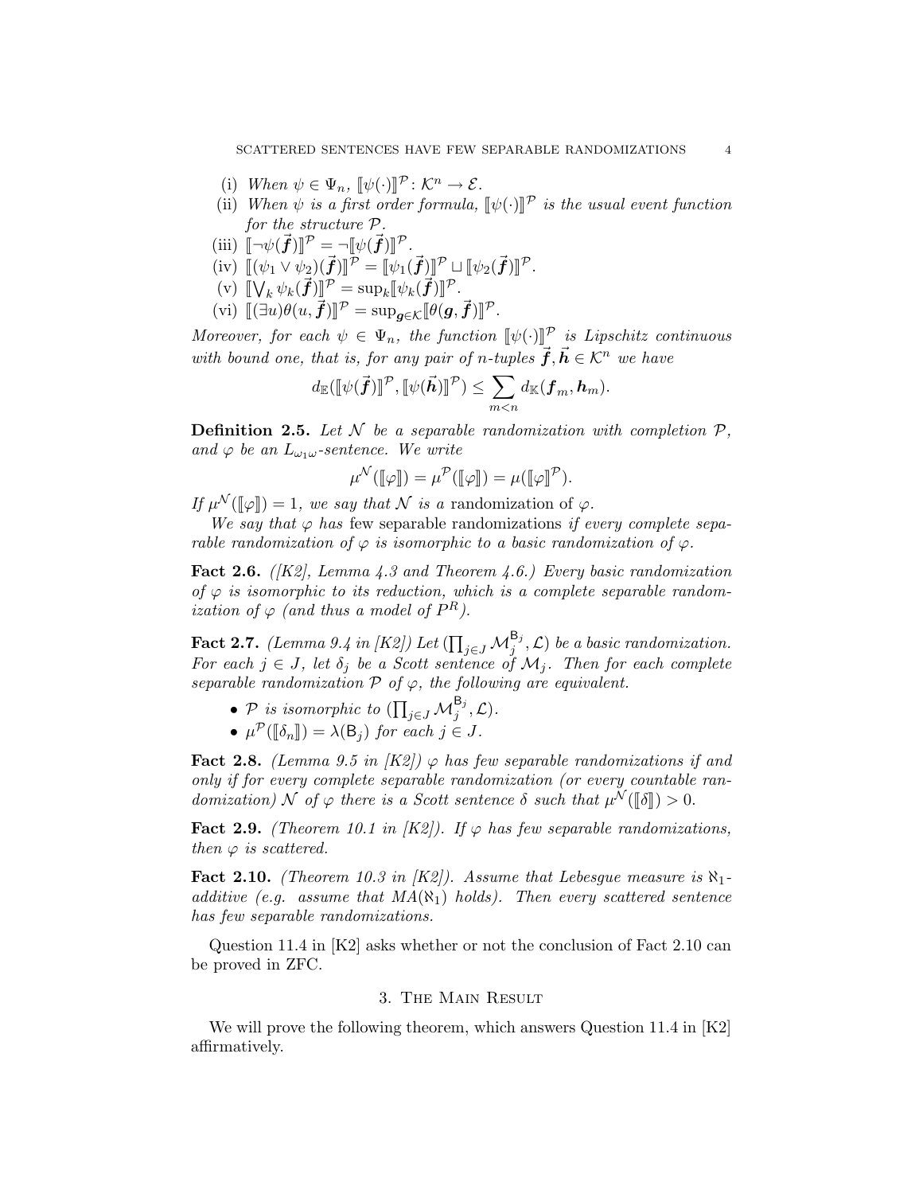(i) *When* $\psi \in \Psi_n$, $[\![\psi(\cdot)]\!]^{\mathcal{P}} \colon \mathcal{K}^n \to \mathcal{E}$.

(ii) *When* $\psi$ *is a first order formula,* $[\![\psi(\cdot)]\!]^{\mathcal{P}}$ *is the usual event function for the structure* $\mathcal{P}$.

(iii) $[\![\neg\psi(\vec{\boldsymbol{f}})]\!]^{\mathcal{P}} = \neg[\![\psi(\vec{\boldsymbol{f}})]\!]^{\mathcal{P}}$.

(iv) $[\![(\psi_1 \vee \psi_2)(\vec{\boldsymbol{f}})]\!]^{\mathcal{P}} = [\![\psi_1(\vec{\boldsymbol{f}})]\!]^{\mathcal{P}} \sqcup [\![\psi_2(\vec{\boldsymbol{f}})]\!]^{\mathcal{P}}$.

(v) $[\![\bigvee_k \psi_k(\vec{\boldsymbol{f}})]\!]^{\mathcal{P}} = \sup_k [\![\psi_k(\vec{\boldsymbol{f}})]\!]^{\mathcal{P}}$.

(vi) $[\![(\exists u)\theta(u, \vec{\boldsymbol{f}})]\!]^{\mathcal{P}} = \sup_{\boldsymbol{g} \in \mathcal{K}} [\![\theta(\boldsymbol{g}, \vec{\boldsymbol{f}})]\!]^{\mathcal{P}}$.

*Moreover, for each* $\psi \in \Psi_n$, *the function* $[\![\psi(\cdot)]\!]^{\mathcal{P}}$ *is Lipschitz continuous with bound one, that is, for any pair of* $n$*-tuples* $\vec{\boldsymbol{f}}, \vec{\boldsymbol{h}} \in \mathcal{K}^n$ *we have*

$$d_{\mathbb{E}}([\![\psi(\vec{\boldsymbol{f}})]\!]^{\mathcal{P}}, [\![\psi(\vec{\boldsymbol{h}})]\!]^{\mathcal{P}}) \leq \sum_{m<n} d_{\mathbb{K}}(\boldsymbol{f}_m, \boldsymbol{h}_m).$$

**Definition 2.5.** *Let* $\mathcal{N}$ *be a separable randomization with completion* $\mathcal{P}$, *and* $\varphi$ *be an* $L_{\omega_1\omega}$*-sentence. We write*

$$\mu^{\mathcal{N}}([\![\varphi]\!]) = \mu^{\mathcal{P}}([\![\varphi]\!]) = \mu([\![\varphi]\!]^{\mathcal{P}}).$$

*If* $\mu^{\mathcal{N}}([\![\varphi]\!]) = 1$, *we say that* $\mathcal{N}$ *is a* randomization of $\varphi$.

*We say that* $\varphi$ *has* few separable randomizations *if every complete separable randomization of* $\varphi$ *is isomorphic to a basic randomization of* $\varphi$.

**Fact 2.6.** *([K2], Lemma 4.3 and Theorem 4.6.) Every basic randomization of* $\varphi$ *is isomorphic to its reduction, which is a complete separable randomization of* $\varphi$ *(and thus a model of* $P^R$*).*

**Fact 2.7.** *(Lemma 9.4 in [K2]) Let* $(\prod_{j \in J} \mathcal{M}_j^{\mathsf{B}_j}, \mathcal{L})$ *be a basic randomization. For each* $j \in J$, *let* $\delta_j$ *be a Scott sentence of* $\mathcal{M}_j$. *Then for each complete separable randomization* $\mathcal{P}$ *of* $\varphi$, *the following are equivalent.*

- $\mathcal{P}$ *is isomorphic to* $(\prod_{j \in J} \mathcal{M}_j^{\mathsf{B}_j}, \mathcal{L})$.
- $\mu^{\mathcal{P}}([\![\delta_n]\!]) = \lambda(\mathsf{B}_j)$ *for each* $j \in J$.

**Fact 2.8.** *(Lemma 9.5 in [K2])* $\varphi$ *has few separable randomizations if and only if for every complete separable randomization (or every countable randomization)* $\mathcal{N}$ *of* $\varphi$ *there is a Scott sentence* $\delta$ *such that* $\mu^{\mathcal{N}}([\![\delta]\!]) > 0$.

**Fact 2.9.** *(Theorem 10.1 in [K2]). If* $\varphi$ *has few separable randomizations, then* $\varphi$ *is scattered.*

**Fact 2.10.** *(Theorem 10.3 in [K2]). Assume that Lebesgue measure is* $\aleph_1$*-additive (e.g. assume that* $MA(\aleph_1)$ *holds). Then every scattered sentence has few separable randomizations.*

Question 11.4 in [K2] asks whether or not the conclusion of Fact 2.10 can be proved in ZFC.

## 3. The Main Result

We will prove the following theorem, which answers Question 11.4 in [K2] affirmatively.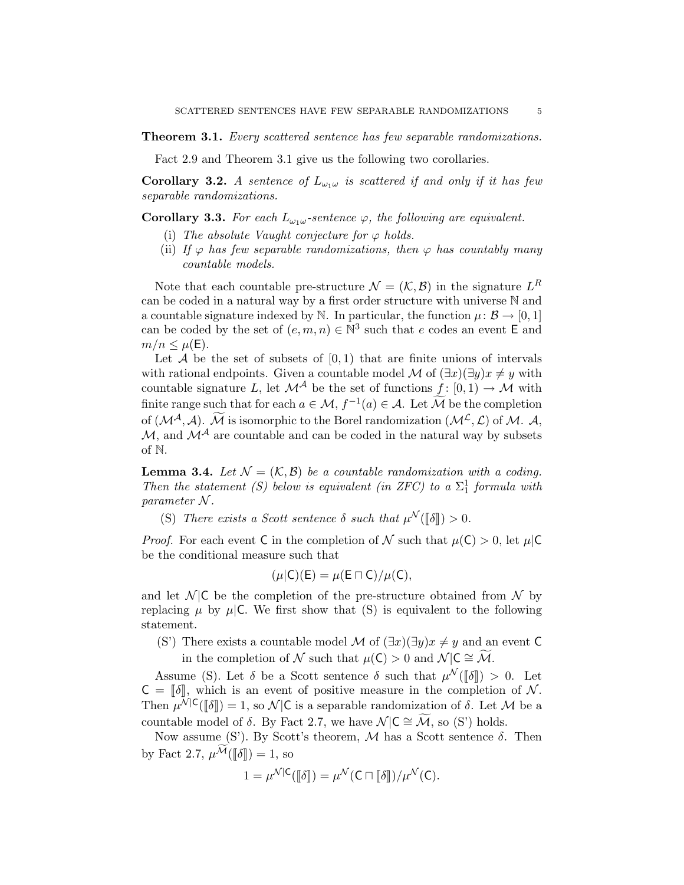**Theorem 3.1.** *Every scattered sentence has few separable randomizations.*

Fact 2.9 and Theorem 3.1 give us the following two corollaries.

**Corollary 3.2.** *A sentence of $L_{\omega_1\omega}$ is scattered if and only if it has few separable randomizations.*

**Corollary 3.3.** *For each $L_{\omega_1\omega}$-sentence $\varphi$, the following are equivalent.*

- (i) *The absolute Vaught conjecture for $\varphi$ holds.*
- (ii) *If $\varphi$ has few separable randomizations, then $\varphi$ has countably many countable models.*

Note that each countable pre-structure $\mathcal{N} = (\mathcal{K}, \mathcal{B})$ in the signature $L^R$ can be coded in a natural way by a first order structure with universe $\mathbb{N}$ and a countable signature indexed by $\mathbb{N}$. In particular, the function $\mu \colon \mathcal{B} \to [0,1]$ can be coded by the set of $(e, m, n) \in \mathbb{N}^3$ such that $e$ codes an event $\mathsf{E}$ and $m/n \le \mu(\mathsf{E})$.

Let $\mathcal{A}$ be the set of subsets of $[0,1)$ that are finite unions of intervals with rational endpoints. Given a countable model $\mathcal{M}$ of $(\exists x)(\exists y) x \neq y$ with countable signature $L$, let $\mathcal{M}^{\mathcal{A}}$ be the set of functions $f \colon [0,1) \to \mathcal{M}$ with finite range such that for each $a \in \mathcal{M}$, $f^{-1}(a) \in \mathcal{A}$. Let $\widetilde{\mathcal{M}}$ be the completion of $(\mathcal{M}^{\mathcal{A}}, \mathcal{A})$. $\widetilde{\mathcal{M}}$ is isomorphic to the Borel randomization $(\mathcal{M}^{\mathcal{L}}, \mathcal{L})$ of $\mathcal{M}$. $\mathcal{A}$, $\mathcal{M}$, and $\mathcal{M}^{\mathcal{A}}$ are countable and can be coded in the natural way by subsets of $\mathbb{N}$.

**Lemma 3.4.** *Let $\mathcal{N} = (\mathcal{K}, \mathcal{B})$ be a countable randomization with a coding. Then the statement (S) below is equivalent (in ZFC) to a $\Sigma^1_1$ formula with parameter $\mathcal{N}$.*

(S) *There exists a Scott sentence $\delta$ such that $\mu^{\mathcal{N}}(\llbracket \delta \rrbracket) > 0$.*

*Proof.* For each event $\mathsf{C}$ in the completion of $\mathcal{N}$ such that $\mu(\mathsf{C}) > 0$, let $\mu|\mathsf{C}$ be the conditional measure such that

$$(\mu|\mathsf{C})(\mathsf{E}) = \mu(\mathsf{E} \sqcap \mathsf{C})/\mu(\mathsf{C}),$$

and let $\mathcal{N}|\mathsf{C}$ be the completion of the pre-structure obtained from $\mathcal{N}$ by replacing $\mu$ by $\mu|\mathsf{C}$. We first show that (S) is equivalent to the following statement.

(S') There exists a countable model $\mathcal{M}$ of $(\exists x)(\exists y) x \neq y$ and an event $\mathsf{C}$ in the completion of $\mathcal{N}$ such that $\mu(\mathsf{C}) > 0$ and $\mathcal{N}|\mathsf{C} \cong \widetilde{\mathcal{M}}$.

Assume (S). Let $\delta$ be a Scott sentence $\delta$ such that $\mu^{\mathcal{N}}(\llbracket \delta \rrbracket) > 0$. Let $\mathsf{C} = \llbracket \delta \rrbracket$, which is an event of positive measure in the completion of $\mathcal{N}$. Then $\mu^{\mathcal{N}|\mathsf{C}}(\llbracket \delta \rrbracket) = 1$, so $\mathcal{N}|\mathsf{C}$ is a separable randomization of $\delta$. Let $\mathcal{M}$ be a countable model of $\delta$. By Fact 2.7, we have $\mathcal{N}|\mathsf{C} \cong \widetilde{\mathcal{M}}$, so (S') holds.

Now assume (S'). By Scott's theorem, $\mathcal{M}$ has a Scott sentence $\delta$. Then by Fact 2.7, $\mu^{\widetilde{\mathcal{M}}}(\llbracket \delta \rrbracket) = 1$, so

$$1 = \mu^{\mathcal{N}|\mathsf{C}}(\llbracket \delta \rrbracket) = \mu^{\mathcal{N}}(\mathsf{C} \sqcap \llbracket \delta \rrbracket)/\mu^{\mathcal{N}}(\mathsf{C}).$$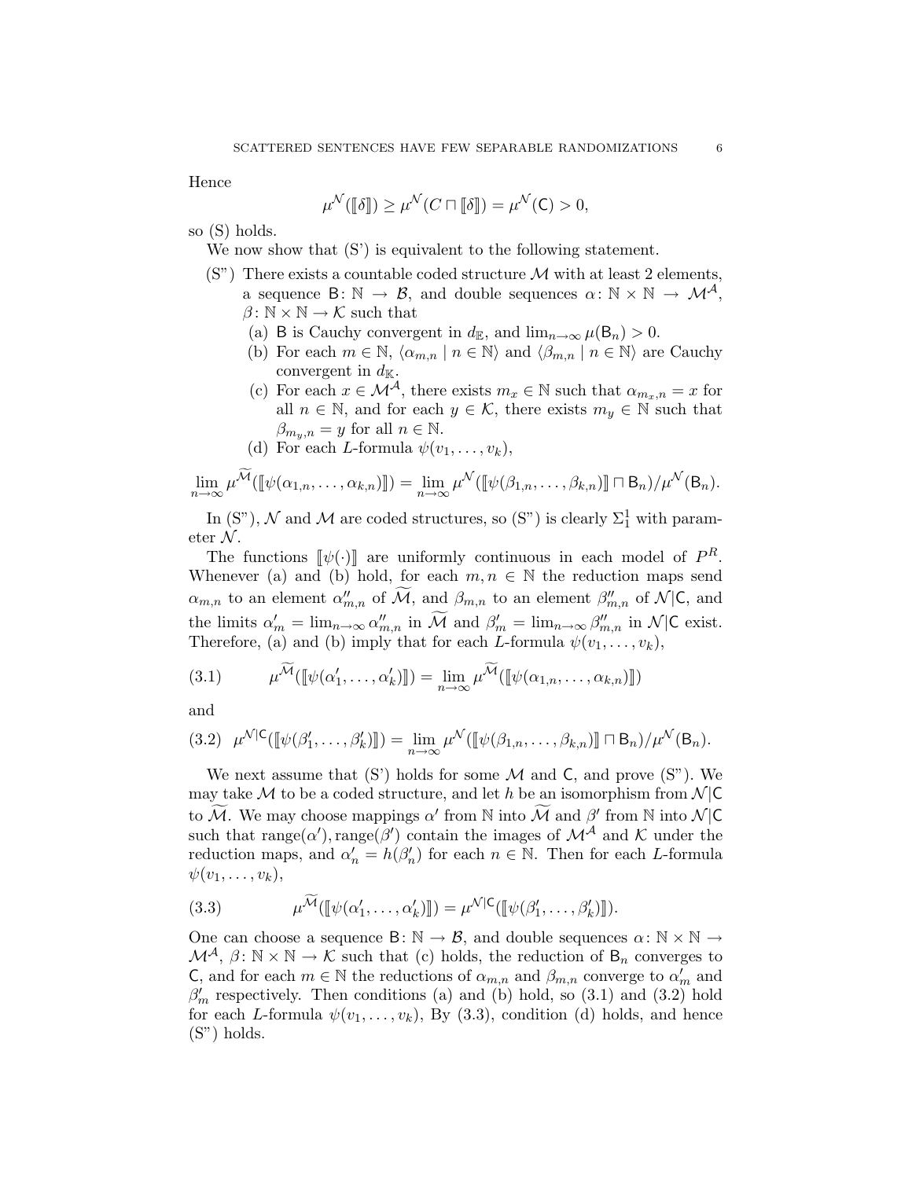Hence

$$\mu^{\mathcal{N}}(\llbracket\delta\rrbracket) \geq \mu^{\mathcal{N}}(C \sqcap \llbracket\delta\rrbracket) = \mu^{\mathcal{N}}(\mathsf{C}) > 0,$$

so (S) holds.

We now show that (S') is equivalent to the following statement.

(S") There exists a countable coded structure $\mathcal{M}$ with at least 2 elements, a sequence $\mathsf{B}\colon \mathbb{N} \to \mathcal{B}$, and double sequences $\alpha\colon \mathbb{N} \times \mathbb{N} \to \mathcal{M}^{\mathcal{A}}$, $\beta\colon \mathbb{N} \times \mathbb{N} \to \mathcal{K}$ such that

- (a) $\mathsf{B}$ is Cauchy convergent in $d_{\mathbb{E}}$, and $\lim_{n\to\infty} \mu(\mathsf{B}_n) > 0$.
- (b) For each $m \in \mathbb{N}$, $\langle \alpha_{m,n} \mid n \in \mathbb{N}\rangle$ and $\langle \beta_{m,n} \mid n \in \mathbb{N}\rangle$ are Cauchy convergent in $d_{\mathbb{K}}$.
- (c) For each $x \in \mathcal{M}^{\mathcal{A}}$, there exists $m_x \in \mathbb{N}$ such that $\alpha_{m_x,n} = x$ for all $n \in \mathbb{N}$, and for each $y \in \mathcal{K}$, there exists $m_y \in \mathbb{N}$ such that $\beta_{m_y,n} = y$ for all $n \in \mathbb{N}$.
- (d) For each $L$-formula $\psi(v_1, \ldots, v_k)$,

$$\lim_{n\to\infty} \mu^{\widetilde{\mathcal{M}}}(\llbracket\psi(\alpha_{1,n}, \ldots, \alpha_{k,n})\rrbracket) = \lim_{n\to\infty} \mu^{\mathcal{N}}(\llbracket\psi(\beta_{1,n}, \ldots, \beta_{k,n})\rrbracket \sqcap \mathsf{B}_n)/\mu^{\mathcal{N}}(\mathsf{B}_n).$$

In (S"), $\mathcal{N}$ and $\mathcal{M}$ are coded structures, so (S") is clearly $\Sigma^1_1$ with parameter $\mathcal{N}$.

The functions $\llbracket\psi(\cdot)\rrbracket$ are uniformly continuous in each model of $P^R$. Whenever (a) and (b) hold, for each $m, n \in \mathbb{N}$ the reduction maps send $\alpha_{m,n}$ to an element $\alpha''_{m,n}$ of $\widetilde{\mathcal{M}}$, and $\beta_{m,n}$ to an element $\beta''_{m,n}$ of $\mathcal{N}|\mathsf{C}$, and the limits $\alpha'_m = \lim_{n\to\infty} \alpha''_{m,n}$ in $\widetilde{\mathcal{M}}$ and $\beta'_m = \lim_{n\to\infty} \beta''_{m,n}$ in $\mathcal{N}|\mathsf{C}$ exist. Therefore, (a) and (b) imply that for each $L$-formula $\psi(v_1, \ldots, v_k)$,

$$\mu^{\widetilde{\mathcal{M}}}(\llbracket\psi(\alpha'_1, \ldots, \alpha'_k)\rrbracket) = \lim_{n\to\infty} \mu^{\widetilde{\mathcal{M}}}(\llbracket\psi(\alpha_{1,n}, \ldots, \alpha_{k,n})\rrbracket) \tag{3.1}$$

and

$$\mu^{\mathcal{N}|\mathsf{C}}(\llbracket\psi(\beta'_1, \ldots, \beta'_k)\rrbracket) = \lim_{n\to\infty} \mu^{\mathcal{N}}(\llbracket\psi(\beta_{1,n}, \ldots, \beta_{k,n})\rrbracket \sqcap \mathsf{B}_n)/\mu^{\mathcal{N}}(\mathsf{B}_n). \tag{3.2}$$

We next assume that (S') holds for some $\mathcal{M}$ and $\mathsf{C}$, and prove (S"). We may take $\mathcal{M}$ to be a coded structure, and let $h$ be an isomorphism from $\mathcal{N}|\mathsf{C}$ to $\widetilde{\mathcal{M}}$. We may choose mappings $\alpha'$ from $\mathbb{N}$ into $\widetilde{\mathcal{M}}$ and $\beta'$ from $\mathbb{N}$ into $\mathcal{N}|\mathsf{C}$ such that range$(\alpha')$, range$(\beta')$ contain the images of $\mathcal{M}^{\mathcal{A}}$ and $\mathcal{K}$ under the reduction maps, and $\alpha'_n = h(\beta'_n)$ for each $n \in \mathbb{N}$. Then for each $L$-formula $\psi(v_1, \ldots, v_k)$,

$$\mu^{\widetilde{\mathcal{M}}}(\llbracket\psi(\alpha'_1, \ldots, \alpha'_k)\rrbracket) = \mu^{\mathcal{N}|\mathsf{C}}(\llbracket\psi(\beta'_1, \ldots, \beta'_k)\rrbracket). \tag{3.3}$$

One can choose a sequence $\mathsf{B}\colon \mathbb{N} \to \mathcal{B}$, and double sequences $\alpha\colon \mathbb{N} \times \mathbb{N} \to \mathcal{M}^{\mathcal{A}}$, $\beta\colon \mathbb{N} \times \mathbb{N} \to \mathcal{K}$ such that (c) holds, the reduction of $\mathsf{B}_n$ converges to $\mathsf{C}$, and for each $m \in \mathbb{N}$ the reductions of $\alpha_{m,n}$ and $\beta_{m,n}$ converge to $\alpha'_m$ and $\beta'_m$ respectively. Then conditions (a) and (b) hold, so (3.1) and (3.2) hold for each $L$-formula $\psi(v_1, \ldots, v_k)$, By (3.3), condition (d) holds, and hence (S") holds.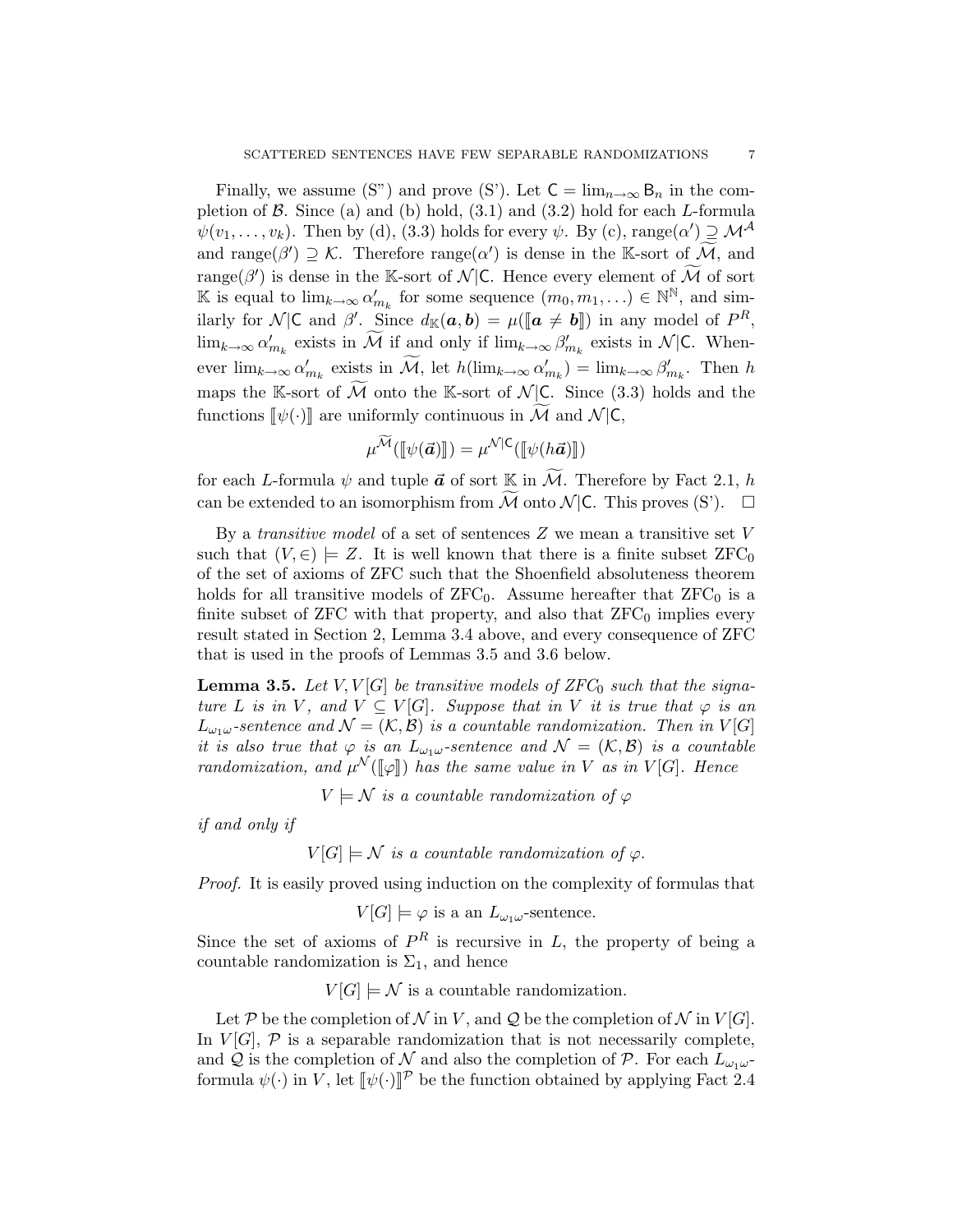Finally, we assume (S") and prove (S'). Let $\mathsf{C} = \lim_{n\to\infty} \mathsf{B}_n$ in the completion of $\mathcal{B}$. Since (a) and (b) hold, (3.1) and (3.2) hold for each $L$-formula $\psi(v_1, \ldots, v_k)$. Then by (d), (3.3) holds for every $\psi$. By (c), range$(\alpha') \supseteq \mathcal{M}^{\mathcal{A}}$ and range$(\beta') \supseteq \mathcal{K}$. Therefore range$(\alpha')$ is dense in the $\mathbb{K}$-sort of $\widetilde{\mathcal{M}}$, and range$(\beta')$ is dense in the $\mathbb{K}$-sort of $\mathcal{N}|\mathsf{C}$. Hence every element of $\widetilde{\mathcal{M}}$ of sort $\mathbb{K}$ is equal to $\lim_{k\to\infty} \alpha'_{m_k}$ for some sequence $(m_0, m_1, \ldots) \in \mathbb{N}^{\mathbb{N}}$, and similarly for $\mathcal{N}|\mathsf{C}$ and $\beta'$. Since $d_{\mathbb{K}}(\boldsymbol{a}, \boldsymbol{b}) = \mu([\![\boldsymbol{a} \neq \boldsymbol{b}]\!])$ in any model of $P^R$, $\lim_{k\to\infty} \alpha'_{m_k}$ exists in $\widetilde{\mathcal{M}}$ if and only if $\lim_{k\to\infty} \beta'_{m_k}$ exists in $\mathcal{N}|\mathsf{C}$. Whenever $\lim_{k\to\infty} \alpha'_{m_k}$ exists in $\widetilde{\mathcal{M}}$, let $h(\lim_{k\to\infty} \alpha'_{m_k}) = \lim_{k\to\infty} \beta'_{m_k}$. Then $h$ maps the $\mathbb{K}$-sort of $\widetilde{\mathcal{M}}$ onto the $\mathbb{K}$-sort of $\mathcal{N}|\mathsf{C}$. Since (3.3) holds and the functions $[\![\psi(\cdot)]\!]$ are uniformly continuous in $\widetilde{\mathcal{M}}$ and $\mathcal{N}|\mathsf{C}$,

$$\mu^{\widetilde{\mathcal{M}}}([\![\psi(\vec{\boldsymbol{a}})]\!]) = \mu^{\mathcal{N}|\mathsf{C}}([\![\psi(h\vec{\boldsymbol{a}})]\!])$$

for each $L$-formula $\psi$ and tuple $\vec{\boldsymbol{a}}$ of sort $\mathbb{K}$ in $\widetilde{\mathcal{M}}$. Therefore by Fact 2.1, $h$ can be extended to an isomorphism from $\widetilde{\mathcal{M}}$ onto $\mathcal{N}|\mathsf{C}$. This proves (S'). $\square$

By a *transitive model* of a set of sentences $Z$ we mean a transitive set $V$ such that $(V, \in) \models Z$. It is well known that there is a finite subset $\mathrm{ZFC}_0$ of the set of axioms of ZFC such that the Shoenfield absoluteness theorem holds for all transitive models of $\mathrm{ZFC}_0$. Assume hereafter that $\mathrm{ZFC}_0$ is a finite subset of ZFC with that property, and also that $\mathrm{ZFC}_0$ implies every result stated in Section 2, Lemma 3.4 above, and every consequence of ZFC that is used in the proofs of Lemmas 3.5 and 3.6 below.

**Lemma 3.5.** *Let $V, V[G]$ be transitive models of $ZFC_0$ such that the signature $L$ is in $V$, and $V \subseteq V[G]$. Suppose that in $V$ it is true that $\varphi$ is an $L_{\omega_1\omega}$-sentence and $\mathcal{N} = (\mathcal{K}, \mathcal{B})$ is a countable randomization. Then in $V[G]$ it is also true that $\varphi$ is an $L_{\omega_1\omega}$-sentence and $\mathcal{N} = (\mathcal{K}, \mathcal{B})$ is a countable randomization, and $\mu^{\mathcal{N}}([\![\varphi]\!])$ has the same value in $V$ as in $V[G]$. Hence*

$$V \models \mathcal{N} \text{ is a countable randomization of } \varphi$$

*if and only if*

$$V[G] \models \mathcal{N} \text{ is a countable randomization of } \varphi.$$

*Proof.* It is easily proved using induction on the complexity of formulas that

$$V[G] \models \varphi \text{ is a an } L_{\omega_1\omega}\text{-sentence.}$$

Since the set of axioms of $P^R$ is recursive in $L$, the property of being a countable randomization is $\Sigma_1$, and hence

$$V[G] \models \mathcal{N} \text{ is a countable randomization.}$$

Let $\mathcal{P}$ be the completion of $\mathcal{N}$ in $V$, and $\mathcal{Q}$ be the completion of $\mathcal{N}$ in $V[G]$. In $V[G]$, $\mathcal{P}$ is a separable randomization that is not necessarily complete, and $\mathcal{Q}$ is the completion of $\mathcal{N}$ and also the completion of $\mathcal{P}$. For each $L_{\omega_1\omega}$-formula $\psi(\cdot)$ in $V$, let $[\![\psi(\cdot)]\!]^{\mathcal{P}}$ be the function obtained by applying Fact 2.4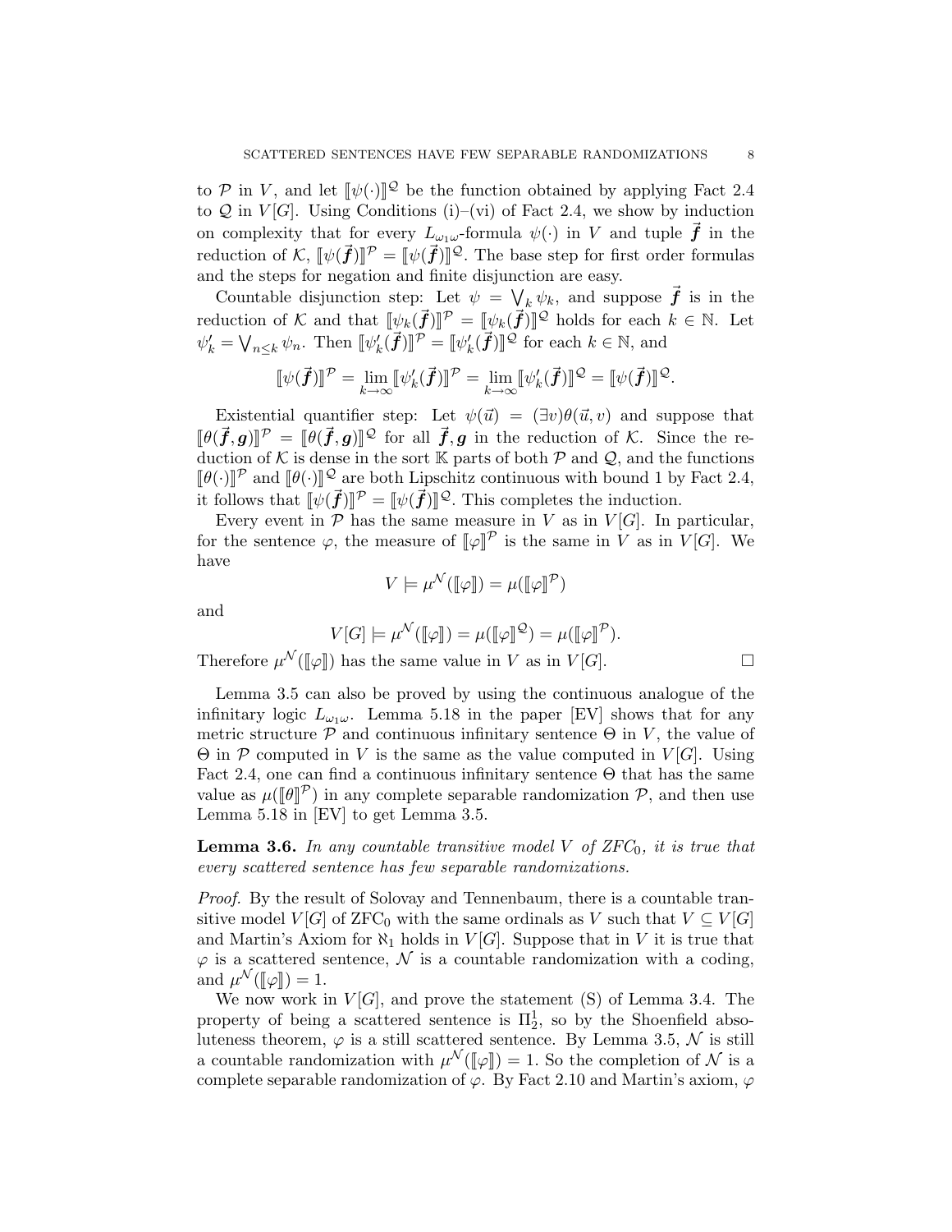to $\mathcal{P}$ in $V$, and let $[\![\psi(\cdot)]\!]^{\mathcal{Q}}$ be the function obtained by applying Fact 2.4 to $\mathcal{Q}$ in $V[G]$. Using Conditions (i)–(vi) of Fact 2.4, we show by induction on complexity that for every $L_{\omega_1\omega}$-formula $\psi(\cdot)$ in $V$ and tuple $\vec{\boldsymbol{f}}$ in the reduction of $\mathcal{K}$, $[\![\psi(\vec{\boldsymbol{f}})]\!]^{\mathcal{P}} = [\![\psi(\vec{\boldsymbol{f}})]\!]^{\mathcal{Q}}$. The base step for first order formulas and the steps for negation and finite disjunction are easy.

Countable disjunction step: Let $\psi = \bigvee_k \psi_k$, and suppose $\vec{\boldsymbol{f}}$ is in the reduction of $\mathcal{K}$ and that $[\![\psi_k(\vec{\boldsymbol{f}})]\!]^{\mathcal{P}} = [\![\psi_k(\vec{\boldsymbol{f}})]\!]^{\mathcal{Q}}$ holds for each $k \in \mathbb{N}$. Let $\psi'_k = \bigvee_{n\le k} \psi_n$. Then $[\![\psi'_k(\vec{\boldsymbol{f}})]\!]^{\mathcal{P}} = [\![\psi'_k(\vec{\boldsymbol{f}})]\!]^{\mathcal{Q}}$ for each $k \in \mathbb{N}$, and

$$[\![\psi(\vec{\boldsymbol{f}})]\!]^{\mathcal{P}} = \lim_{k\to\infty} [\![\psi'_k(\vec{\boldsymbol{f}})]\!]^{\mathcal{P}} = \lim_{k\to\infty} [\![\psi'_k(\vec{\boldsymbol{f}})]\!]^{\mathcal{Q}} = [\![\psi(\vec{\boldsymbol{f}})]\!]^{\mathcal{Q}}.$$

Existential quantifier step: Let $\psi(\vec{u}) = (\exists v)\theta(\vec{u}, v)$ and suppose that $[\![\theta(\vec{\boldsymbol{f}}, \boldsymbol{g})]\!]^{\mathcal{P}} = [\![\theta(\vec{\boldsymbol{f}}, \boldsymbol{g})]\!]^{\mathcal{Q}}$ for all $\vec{\boldsymbol{f}}, \boldsymbol{g}$ in the reduction of $\mathcal{K}$. Since the reduction of $\mathcal{K}$ is dense in the sort $\mathbb{K}$ parts of both $\mathcal{P}$ and $\mathcal{Q}$, and the functions $[\![\theta(\cdot)]\!]^{\mathcal{P}}$ and $[\![\theta(\cdot)]\!]^{\mathcal{Q}}$ are both Lipschitz continuous with bound 1 by Fact 2.4, it follows that $[\![\psi(\vec{\boldsymbol{f}})]\!]^{\mathcal{P}} = [\![\psi(\vec{\boldsymbol{f}})]\!]^{\mathcal{Q}}$. This completes the induction.

Every event in $\mathcal{P}$ has the same measure in $V$ as in $V[G]$. In particular, for the sentence $\varphi$, the measure of $[\![\varphi]\!]^{\mathcal{P}}$ is the same in $V$ as in $V[G]$. We have

$$V \models \mu^{\mathcal{N}}([\![\varphi]\!]) = \mu([\![\varphi]\!]^{\mathcal{P}})$$

and

$$V[G] \models \mu^{\mathcal{N}}([\![\varphi]\!]) = \mu([\![\varphi]\!]^{\mathcal{Q}}) = \mu([\![\varphi]\!]^{\mathcal{P}}).$$

Therefore $\mu^{\mathcal{N}}([\![\varphi]\!])$ has the same value in $V$ as in $V[G]$. $\square$

Lemma 3.5 can also be proved by using the continuous analogue of the infinitary logic $L_{\omega_1\omega}$. Lemma 5.18 in the paper [EV] shows that for any metric structure $\mathcal{P}$ and continuous infinitary sentence $\Theta$ in $V$, the value of $\Theta$ in $\mathcal{P}$ computed in $V$ is the same as the value computed in $V[G]$. Using Fact 2.4, one can find a continuous infinitary sentence $\Theta$ that has the same value as $\mu([\![\theta]\!]^{\mathcal{P}})$ in any complete separable randomization $\mathcal{P}$, and then use Lemma 5.18 in [EV] to get Lemma 3.5.

**Lemma 3.6.** *In any countable transitive model $V$ of ZFC$_0$, it is true that every scattered sentence has few separable randomizations.*

*Proof.* By the result of Solovay and Tennenbaum, there is a countable transitive model $V[G]$ of ZFC$_0$ with the same ordinals as $V$ such that $V \subseteq V[G]$ and Martin's Axiom for $\aleph_1$ holds in $V[G]$. Suppose that in $V$ it is true that $\varphi$ is a scattered sentence, $\mathcal{N}$ is a countable randomization with a coding, and $\mu^{\mathcal{N}}([\![\varphi]\!]) = 1$.

We now work in $V[G]$, and prove the statement (S) of Lemma 3.4. The property of being a scattered sentence is $\Pi^1_2$, so by the Shoenfield absoluteness theorem, $\varphi$ is a still scattered sentence. By Lemma 3.5, $\mathcal{N}$ is still a countable randomization with $\mu^{\mathcal{N}}([\![\varphi]\!]) = 1$. So the completion of $\mathcal{N}$ is a complete separable randomization of $\varphi$. By Fact 2.10 and Martin's axiom, $\varphi$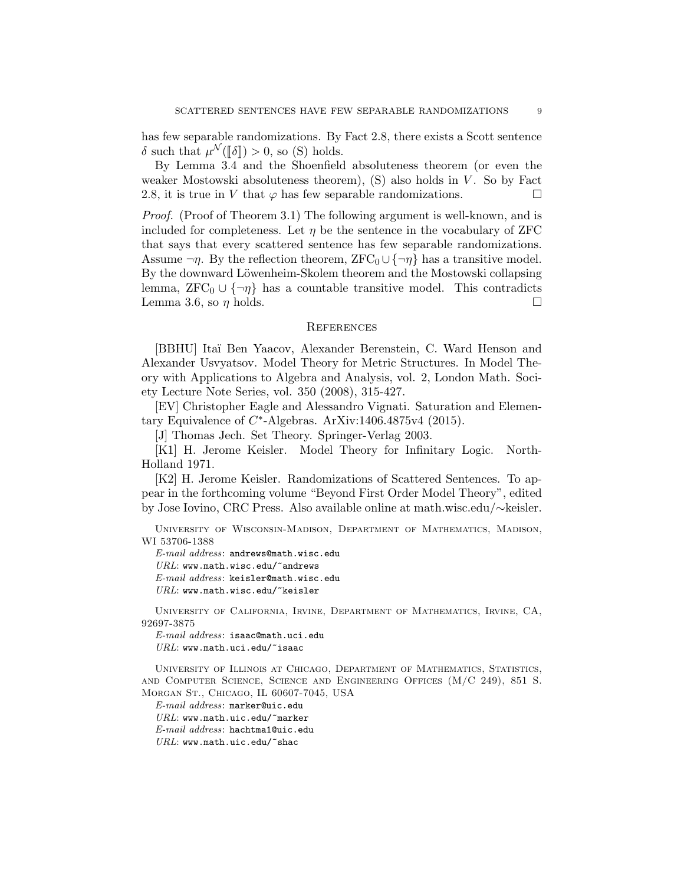has few separable randomizations. By Fact 2.8, there exists a Scott sentence $\delta$ such that $\mu^{\mathcal{N}}(\llbracket\delta\rrbracket) > 0$, so (S) holds.

By Lemma 3.4 and the Shoenfield absoluteness theorem (or even the weaker Mostowski absoluteness theorem), (S) also holds in $V$. So by Fact 2.8, it is true in $V$ that $\varphi$ has few separable randomizations. □

*Proof.* (Proof of Theorem 3.1) The following argument is well-known, and is included for completeness. Let $\eta$ be the sentence in the vocabulary of ZFC that says that every scattered sentence has few separable randomizations. Assume $\neg\eta$. By the reflection theorem, $\mathrm{ZFC}_0 \cup \{\neg\eta\}$ has a transitive model. By the downward Löwenheim-Skolem theorem and the Mostowski collapsing lemma, $\mathrm{ZFC}_0 \cup \{\neg\eta\}$ has a countable transitive model. This contradicts Lemma 3.6, so $\eta$ holds. □

## References

[BBHU] Itaï Ben Yaacov, Alexander Berenstein, C. Ward Henson and Alexander Usvyatsov. Model Theory for Metric Structures. In Model Theory with Applications to Algebra and Analysis, vol. 2, London Math. Society Lecture Note Series, vol. 350 (2008), 315-427.

[EV] Christopher Eagle and Alessandro Vignati. Saturation and Elementary Equivalence of $C^*$-Algebras. ArXiv:1406.4875v4 (2015).

[J] Thomas Jech. Set Theory. Springer-Verlag 2003.

[K1] H. Jerome Keisler. Model Theory for Infinitary Logic. North-Holland 1971.

[K2] H. Jerome Keisler. Randomizations of Scattered Sentences. To appear in the forthcoming volume "Beyond First Order Model Theory", edited by Jose Iovino, CRC Press. Also available online at math.wisc.edu/∼keisler.

University of Wisconsin-Madison, Department of Mathematics, Madison, WI 53706-1388

*E-mail address*: andrews@math.wisc.edu
*URL*: www.math.wisc.edu/~andrews
*E-mail address*: keisler@math.wisc.edu
*URL*: www.math.wisc.edu/~keisler

University of California, Irvine, Department of Mathematics, Irvine, CA, 92697-3875

*E-mail address*: isaac@math.uci.edu
*URL*: www.math.uci.edu/~isaac

University of Illinois at Chicago, Department of Mathematics, Statistics, and Computer Science, Science and Engineering Offices (M/C 249), 851 S. Morgan St., Chicago, IL 60607-7045, USA

*E-mail address*: marker@uic.edu
*URL*: www.math.uic.edu/~marker
*E-mail address*: hachtma1@uic.edu
*URL*: www.math.uic.edu/~shac